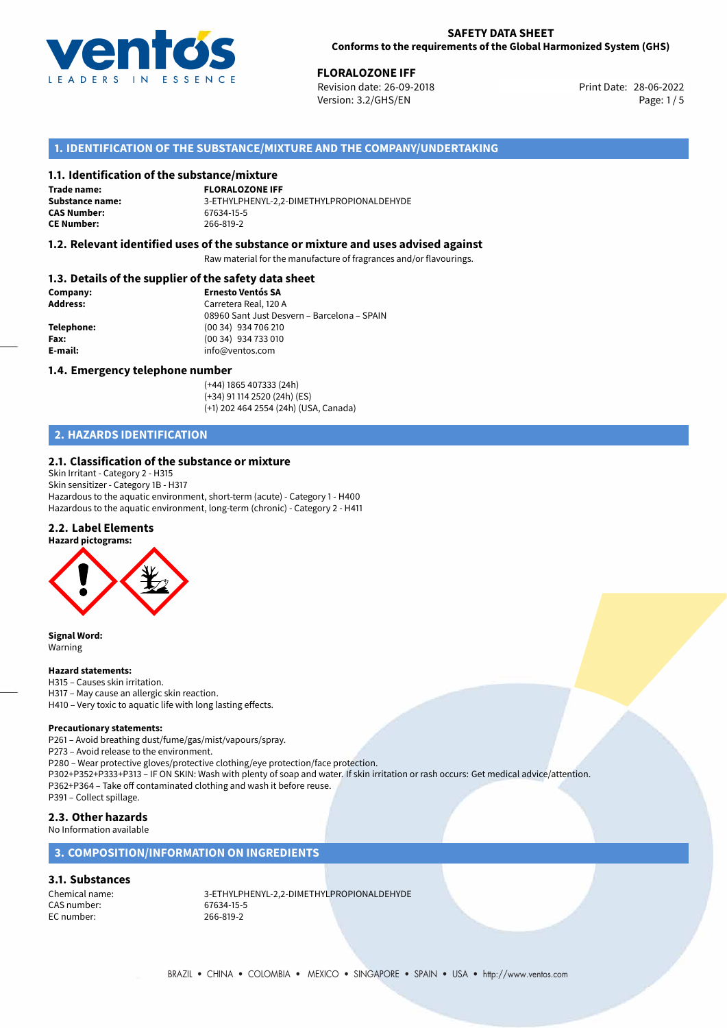**SAFETY DATA SHEET**
**Conforms to the requirements of the Global Harmonized System (GHS)**

**FLORALOZONE IFF**
Revision date: 26-09-2018
Version: 3.2/GHS/EN
Print Date: 28-06-2022

## 1. IDENTIFICATION OF THE SUBSTANCE/MIXTURE AND THE COMPANY/UNDERTAKING

### 1.1. Identification of the substance/mixture

**Trade name:** FLORALOZONE IFF
**Substance name:** 3-ETHYLPHENYL-2,2-DIMETHYLPROPIONALDEHYDE
**CAS Number:** 67634-15-5
**CE Number:** 266-819-2

### 1.2. Relevant identified uses of the substance or mixture and uses advised against

Raw material for the manufacture of fragrances and/or flavourings.

### 1.3. Details of the supplier of the safety data sheet

**Company:** Ernesto Ventós SA
**Address:** Carretera Real, 120 A
08960 Sant Just Desvern – Barcelona – SPAIN
**Telephone:** (00 34) 934 706 210
**Fax:** (00 34) 934 733 010
**E-mail:** info@ventos.com

### 1.4. Emergency telephone number

(+44) 1865 407333 (24h)
(+34) 91 114 2520 (24h) (ES)
(+1) 202 464 2554 (24h) (USA, Canada)

## 2. HAZARDS IDENTIFICATION

### 2.1. Classification of the substance or mixture

Skin Irritant - Category 2 - H315
Skin sensitizer - Category 1B - H317
Hazardous to the aquatic environment, short-term (acute) - Category 1 - H400
Hazardous to the aquatic environment, long-term (chronic) - Category 2 - H411

### 2.2. Label Elements

**Hazard pictograms:**

**Signal Word:**
Warning

**Hazard statements:**
H315 – Causes skin irritation.
H317 – May cause an allergic skin reaction.
H410 – Very toxic to aquatic life with long lasting effects.

**Precautionary statements:**
P261 – Avoid breathing dust/fume/gas/mist/vapours/spray.
P273 – Avoid release to the environment.
P280 – Wear protective gloves/protective clothing/eye protection/face protection.
P302+P352+P333+P313 – IF ON SKIN: Wash with plenty of soap and water. If skin irritation or rash occurs: Get medical advice/attention.
P362+P364 – Take off contaminated clothing and wash it before reuse.
P391 – Collect spillage.

### 2.3. Other hazards

No Information available

## 3. COMPOSITION/INFORMATION ON INGREDIENTS

### 3.1. Substances

Chemical name: 3-ETHYLPHENYL-2,2-DIMETHYLPROPIONALDEHYDE
CAS number: 67634-15-5
EC number: 266-819-2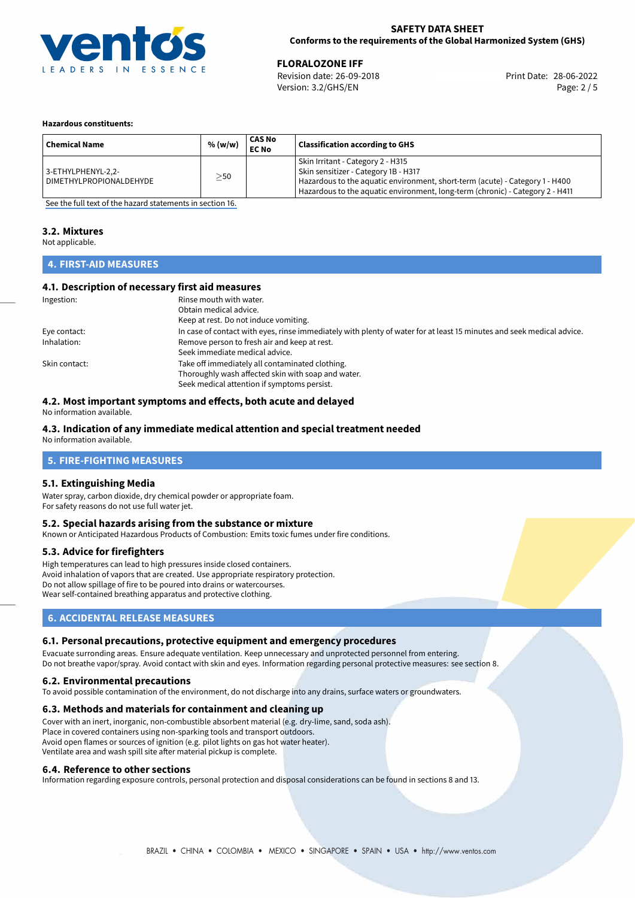**Hazardous constituents:**

| Chemical Name | % (w/w) | CAS No EC No | Classification according to GHS |
|---|---|---|---|
| 3-ETHYLPHENYL-2,2-DIMETHYLPROPIONALDEHYDE | $\geq$50 | | Skin Irritant - Category 2 - H315<br>Skin sensitizer - Category 1B - H317<br>Hazardous to the aquatic environment, short-term (acute) - Category 1 - H400<br>Hazardous to the aquatic environment, long-term (chronic) - Category 2 - H411 |

See the full text of the hazard statements in section 16.

### 3.2. Mixtures

Not applicable.

## 4. FIRST-AID MEASURES

### 4.1. Description of necessary first aid measures

Ingestion: Rinse mouth with water.
Obtain medical advice.
Keep at rest. Do not induce vomiting.

Eye contact: In case of contact with eyes, rinse immediately with plenty of water for at least 15 minutes and seek medical advice.

Inhalation: Remove person to fresh air and keep at rest.
Seek immediate medical advice.

Skin contact: Take off immediately all contaminated clothing.
Thoroughly wash affected skin with soap and water.
Seek medical attention if symptoms persist.

### 4.2. Most important symptoms and effects, both acute and delayed

No information available.

### 4.3. Indication of any immediate medical attention and special treatment needed

No information available.

## 5. FIRE-FIGHTING MEASURES

### 5.1. Extinguishing Media

Water spray, carbon dioxide, dry chemical powder or appropriate foam.
For safety reasons do not use full water jet.

### 5.2. Special hazards arising from the substance or mixture

Known or Anticipated Hazardous Products of Combustion: Emits toxic fumes under fire conditions.

### 5.3. Advice for firefighters

High temperatures can lead to high pressures inside closed containers.
Avoid inhalation of vapors that are created. Use appropriate respiratory protection.
Do not allow spillage of fire to be poured into drains or watercourses.
Wear self-contained breathing apparatus and protective clothing.

## 6. ACCIDENTAL RELEASE MEASURES

### 6.1. Personal precautions, protective equipment and emergency procedures

Evacuate surronding areas. Ensure adequate ventilation. Keep unnecessary and unprotected personnel from entering.
Do not breathe vapor/spray. Avoid contact with skin and eyes. Information regarding personal protective measures: see section 8.

### 6.2. Environmental precautions

To avoid possible contamination of the environment, do not discharge into any drains, surface waters or groundwaters.

### 6.3. Methods and materials for containment and cleaning up

Cover with an inert, inorganic, non-combustible absorbent material (e.g. dry-lime, sand, soda ash).
Place in covered containers using non-sparking tools and transport outdoors.
Avoid open flames or sources of ignition (e.g. pilot lights on gas hot water heater).
Ventilate area and wash spill site after material pickup is complete.

### 6.4. Reference to other sections

Information regarding exposure controls, personal protection and disposal considerations can be found in sections 8 and 13.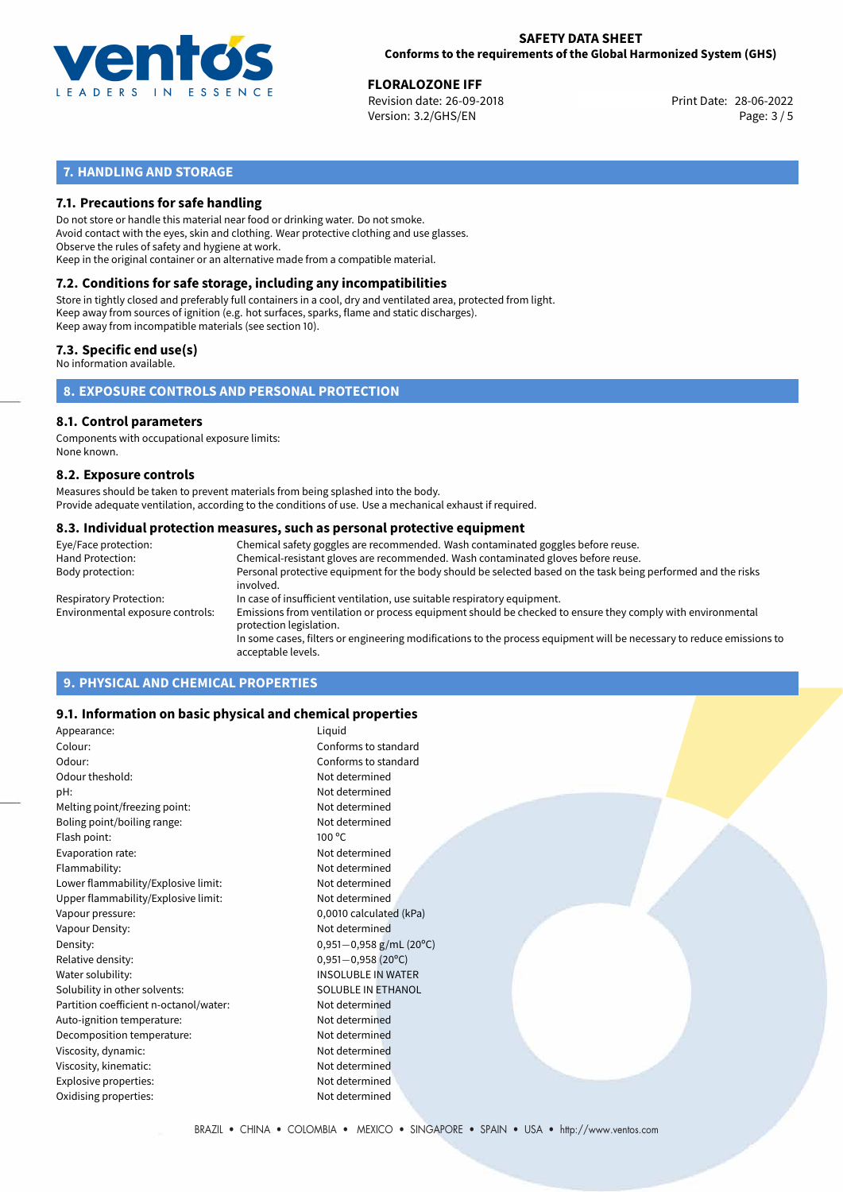## 7. HANDLING AND STORAGE

### 7.1. Precautions for safe handling

Do not store or handle this material near food or drinking water. Do not smoke.
Avoid contact with the eyes, skin and clothing. Wear protective clothing and use glasses.
Observe the rules of safety and hygiene at work.
Keep in the original container or an alternative made from a compatible material.

### 7.2. Conditions for safe storage, including any incompatibilities

Store in tightly closed and preferably full containers in a cool, dry and ventilated area, protected from light.
Keep away from sources of ignition (e.g. hot surfaces, sparks, flame and static discharges).
Keep away from incompatible materials (see section 10).

### 7.3. Specific end use(s)

No information available.

## 8. EXPOSURE CONTROLS AND PERSONAL PROTECTION

### 8.1. Control parameters

Components with occupational exposure limits:
None known.

### 8.2. Exposure controls

Measures should be taken to prevent materials from being splashed into the body.
Provide adequate ventilation, according to the conditions of use. Use a mechanical exhaust if required.

### 8.3. Individual protection measures, such as personal protective equipment

| | |
|---|---|
| Eye/Face protection: | Chemical safety goggles are recommended. Wash contaminated goggles before reuse. |
| Hand Protection: | Chemical-resistant gloves are recommended. Wash contaminated gloves before reuse. |
| Body protection: | Personal protective equipment for the body should be selected based on the task being performed and the risks involved. |
| Respiratory Protection: | In case of insufficient ventilation, use suitable respiratory equipment. |
| Environmental exposure controls: | Emissions from ventilation or process equipment should be checked to ensure they comply with environmental protection legislation. In some cases, filters or engineering modifications to the process equipment will be necessary to reduce emissions to acceptable levels. |

## 9. PHYSICAL AND CHEMICAL PROPERTIES

### 9.1. Information on basic physical and chemical properties

| | |
|---|---|
| Appearance: | Liquid |
| Colour: | Conforms to standard |
| Odour: | Conforms to standard |
| Odour theshold: | Not determined |
| pH: | Not determined |
| Melting point/freezing point: | Not determined |
| Boling point/boiling range: | Not determined |
| Flash point: | 100 °C |
| Evaporation rate: | Not determined |
| Flammability: | Not determined |
| Lower flammability/Explosive limit: | Not determined |
| Upper flammability/Explosive limit: | Not determined |
| Vapour pressure: | 0,0010 calculated (kPa) |
| Vapour Density: | Not determined |
| Density: | 0,951—0,958 g/mL (20°C) |
| Relative density: | 0,951—0,958 (20°C) |
| Water solubility: | INSOLUBLE IN WATER |
| Solubility in other solvents: | SOLUBLE IN ETHANOL |
| Partition coefficient n-octanol/water: | Not determined |
| Auto-ignition temperature: | Not determined |
| Decomposition temperature: | Not determined |
| Viscosity, dynamic: | Not determined |
| Viscosity, kinematic: | Not determined |
| Explosive properties: | Not determined |
| Oxidising properties: | Not determined |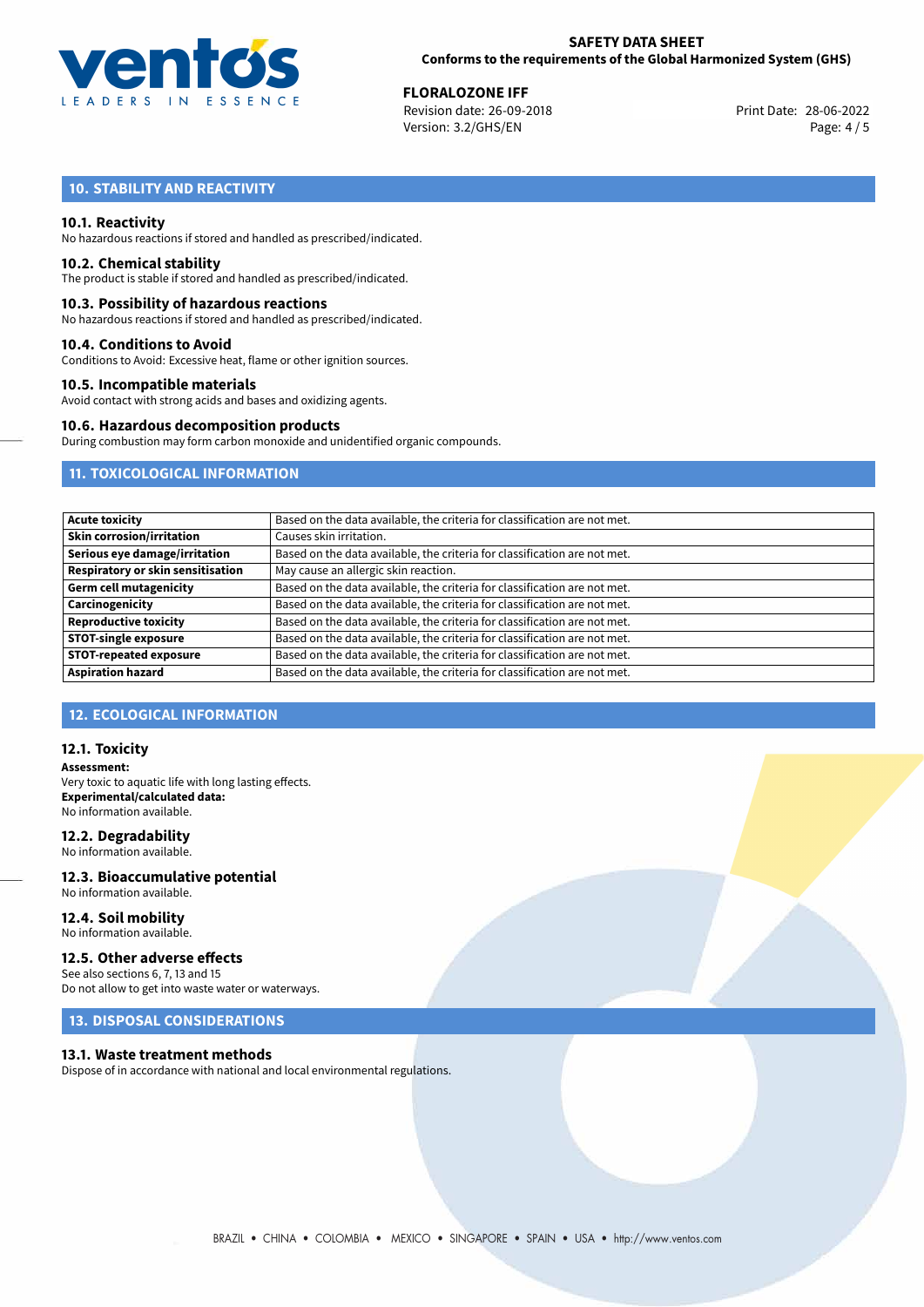## 10. STABILITY AND REACTIVITY

### 10.1. Reactivity

No hazardous reactions if stored and handled as prescribed/indicated.

### 10.2. Chemical stability

The product is stable if stored and handled as prescribed/indicated.

### 10.3. Possibility of hazardous reactions

No hazardous reactions if stored and handled as prescribed/indicated.

### 10.4. Conditions to Avoid

Conditions to Avoid: Excessive heat, flame or other ignition sources.

### 10.5. Incompatible materials

Avoid contact with strong acids and bases and oxidizing agents.

### 10.6. Hazardous decomposition products

During combustion may form carbon monoxide and unidentified organic compounds.

## 11. TOXICOLOGICAL INFORMATION

| | |
|---|---|
| **Acute toxicity** | Based on the data available, the criteria for classification are not met. |
| **Skin corrosion/irritation** | Causes skin irritation. |
| **Serious eye damage/irritation** | Based on the data available, the criteria for classification are not met. |
| **Respiratory or skin sensitisation** | May cause an allergic skin reaction. |
| **Germ cell mutagenicity** | Based on the data available, the criteria for classification are not met. |
| **Carcinogenicity** | Based on the data available, the criteria for classification are not met. |
| **Reproductive toxicity** | Based on the data available, the criteria for classification are not met. |
| **STOT-single exposure** | Based on the data available, the criteria for classification are not met. |
| **STOT-repeated exposure** | Based on the data available, the criteria for classification are not met. |
| **Aspiration hazard** | Based on the data available, the criteria for classification are not met. |

## 12. ECOLOGICAL INFORMATION

### 12.1. Toxicity

**Assessment:**
Very toxic to aquatic life with long lasting effects.
**Experimental/calculated data:**
No information available.

### 12.2. Degradability

No information available.

### 12.3. Bioaccumulative potential

No information available.

### 12.4. Soil mobility

No information available.

### 12.5. Other adverse effects

See also sections 6, 7, 13 and 15
Do not allow to get into waste water or waterways.

## 13. DISPOSAL CONSIDERATIONS

### 13.1. Waste treatment methods

Dispose of in accordance with national and local environmental regulations.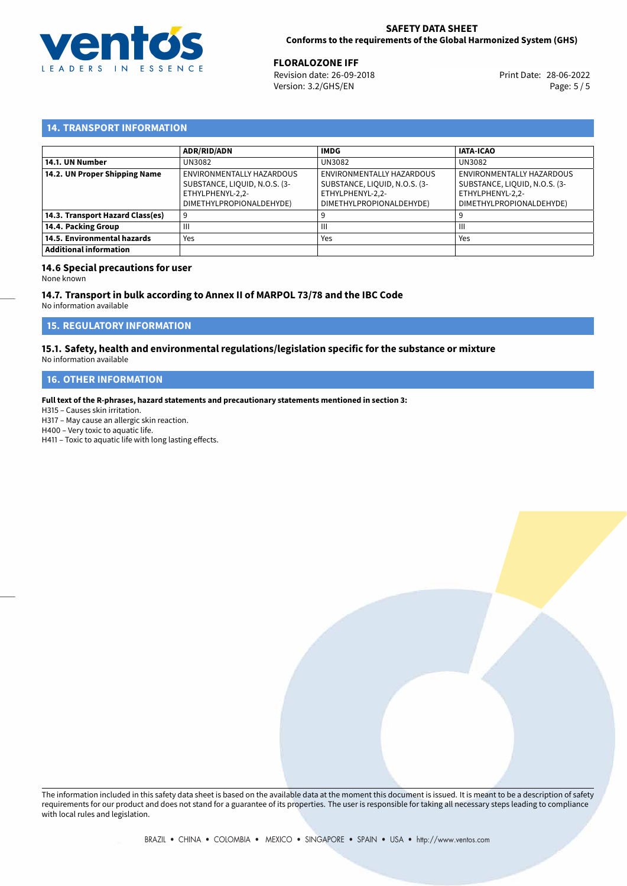## 14. TRANSPORT INFORMATION

| | ADR/RID/ADN | IMDG | IATA-ICAO |
|---|---|---|---|
| **14.1. UN Number** | UN3082 | UN3082 | UN3082 |
| **14.2. UN Proper Shipping Name** | ENVIRONMENTALLY HAZARDOUS SUBSTANCE, LIQUID, N.O.S. (3-ETHYLPHENYL-2,2-DIMETHYLPROPIONALDEHYDE) | ENVIRONMENTALLY HAZARDOUS SUBSTANCE, LIQUID, N.O.S. (3-ETHYLPHENYL-2,2-DIMETHYLPROPIONALDEHYDE) | ENVIRONMENTALLY HAZARDOUS SUBSTANCE, LIQUID, N.O.S. (3-ETHYLPHENYL-2,2-DIMETHYLPROPIONALDEHYDE) |
| **14.3. Transport Hazard Class(es)** | 9 | 9 | 9 |
| **14.4. Packing Group** | III | III | III |
| **14.5. Environmental hazards** | Yes | Yes | Yes |
| **Additional information** | | | |

### 14.6 Special precautions for user

None known

### 14.7. Transport in bulk according to Annex II of MARPOL 73/78 and the IBC Code

No information available

## 15. REGULATORY INFORMATION

### 15.1. Safety, health and environmental regulations/legislation specific for the substance or mixture

No information available

## 16. OTHER INFORMATION

**Full text of the R-phrases, hazard statements and precautionary statements mentioned in section 3:**

H315 – Causes skin irritation.
H317 – May cause an allergic skin reaction.
H400 – Very toxic to aquatic life.
H411 – Toxic to aquatic life with long lasting effects.

The information included in this safety data sheet is based on the available data at the moment this document is issued. It is meant to be a description of safety requirements for our product and does not stand for a guarantee of its properties. The user is responsible for taking all necessary steps leading to compliance with local rules and legislation.